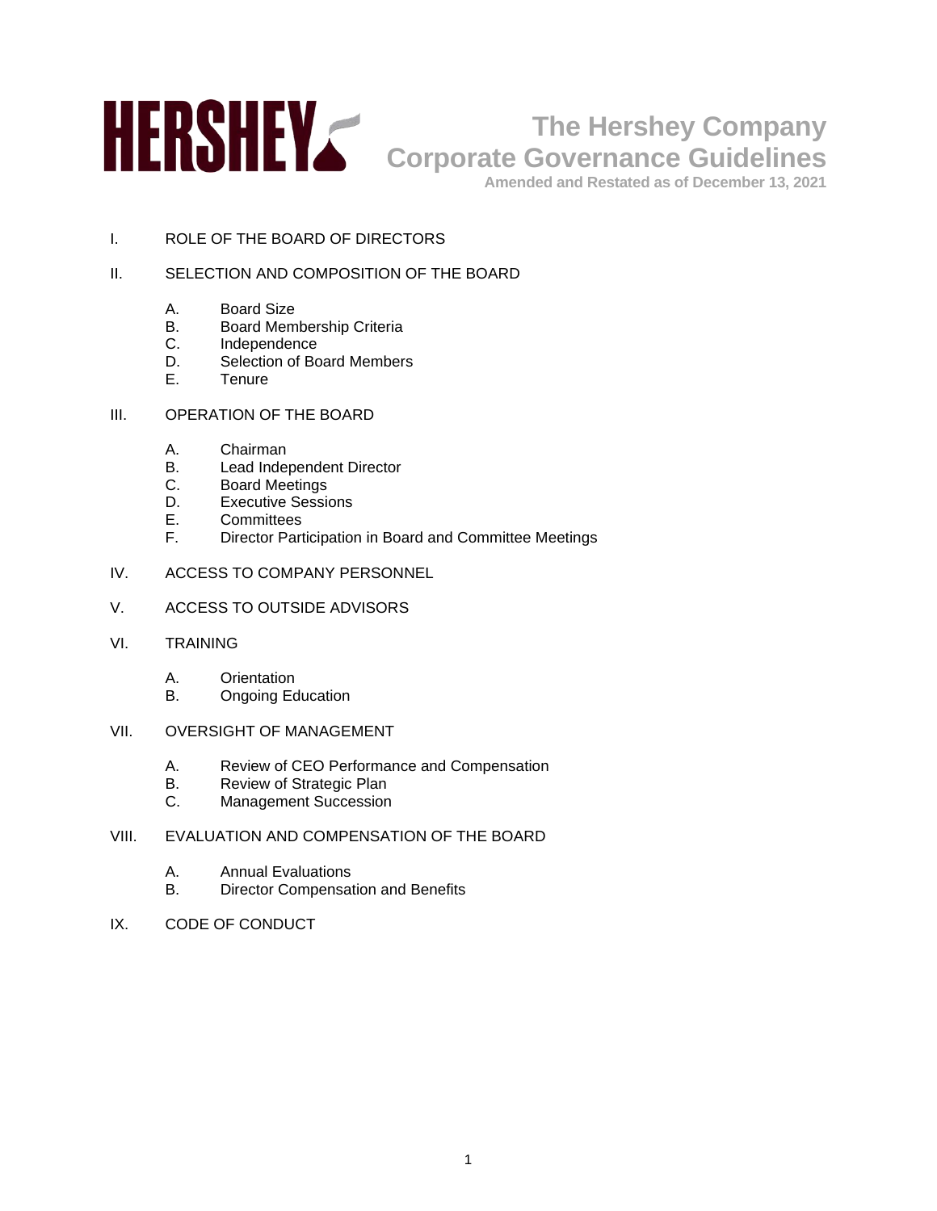# The Hershey Company
# Corporate Governance Guidelines

**Amended and Restated as of December 13, 2021**

I. ROLE OF THE BOARD OF DIRECTORS

II. SELECTION AND COMPOSITION OF THE BOARD

   A. Board Size
   B. Board Membership Criteria
   C. Independence
   D. Selection of Board Members
   E. Tenure

III. OPERATION OF THE BOARD

   A. Chairman
   B. Lead Independent Director
   C. Board Meetings
   D. Executive Sessions
   E. Committees
   F. Director Participation in Board and Committee Meetings

IV. ACCESS TO COMPANY PERSONNEL

V. ACCESS TO OUTSIDE ADVISORS

VI. TRAINING

   A. Orientation
   B. Ongoing Education

VII. OVERSIGHT OF MANAGEMENT

   A. Review of CEO Performance and Compensation
   B. Review of Strategic Plan
   C. Management Succession

VIII. EVALUATION AND COMPENSATION OF THE BOARD

   A. Annual Evaluations
   B. Director Compensation and Benefits

IX. CODE OF CONDUCT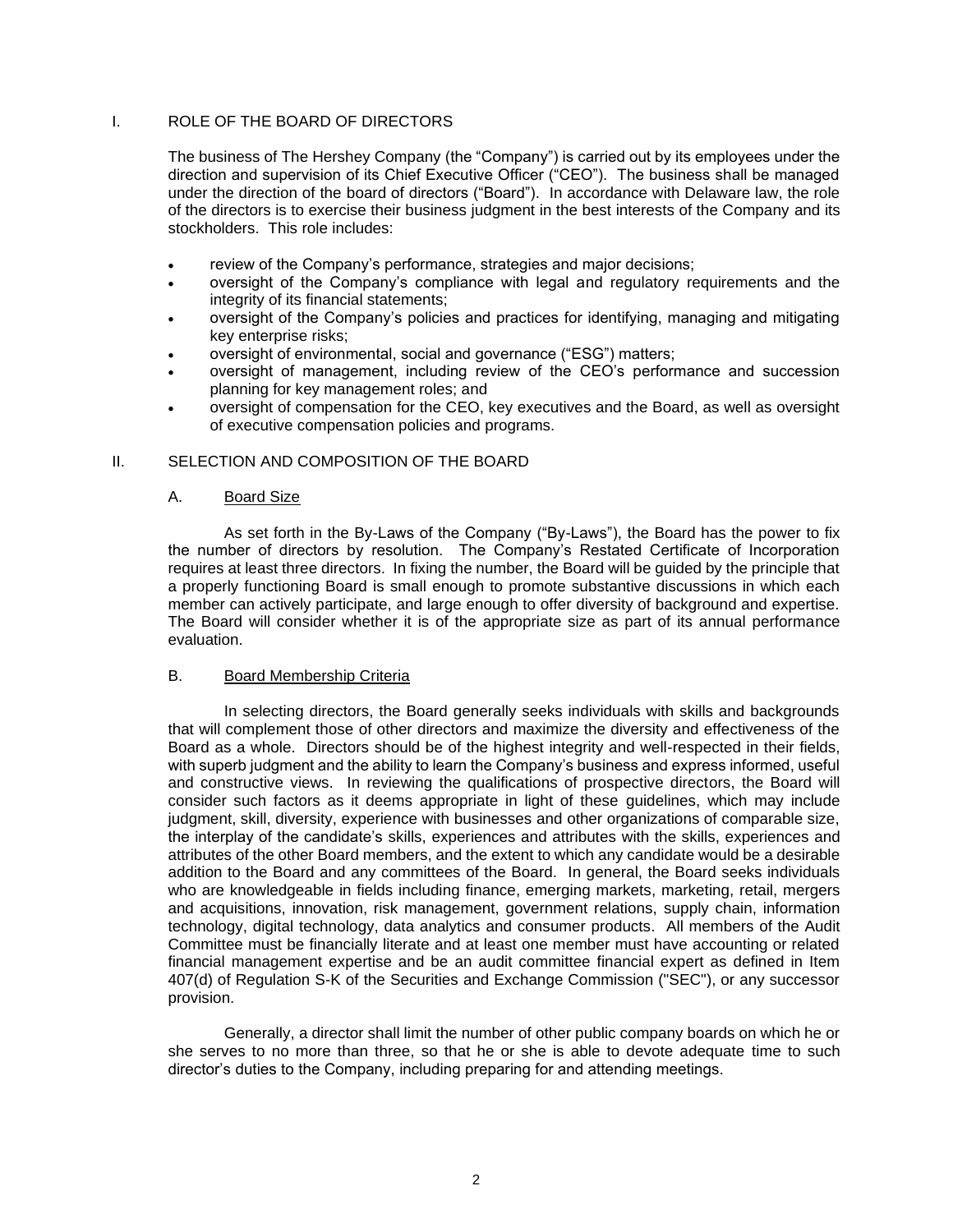## I. ROLE OF THE BOARD OF DIRECTORS

The business of The Hershey Company (the "Company") is carried out by its employees under the direction and supervision of its Chief Executive Officer ("CEO"). The business shall be managed under the direction of the board of directors ("Board"). In accordance with Delaware law, the role of the directors is to exercise their business judgment in the best interests of the Company and its stockholders. This role includes:

- review of the Company's performance, strategies and major decisions;
- oversight of the Company's compliance with legal and regulatory requirements and the integrity of its financial statements;
- oversight of the Company's policies and practices for identifying, managing and mitigating key enterprise risks;
- oversight of environmental, social and governance ("ESG") matters;
- oversight of management, including review of the CEO's performance and succession planning for key management roles; and
- oversight of compensation for the CEO, key executives and the Board, as well as oversight of executive compensation policies and programs.

## II. SELECTION AND COMPOSITION OF THE BOARD

### A. Board Size

As set forth in the By-Laws of the Company ("By-Laws"), the Board has the power to fix the number of directors by resolution. The Company's Restated Certificate of Incorporation requires at least three directors. In fixing the number, the Board will be guided by the principle that a properly functioning Board is small enough to promote substantive discussions in which each member can actively participate, and large enough to offer diversity of background and expertise. The Board will consider whether it is of the appropriate size as part of its annual performance evaluation.

### B. Board Membership Criteria

In selecting directors, the Board generally seeks individuals with skills and backgrounds that will complement those of other directors and maximize the diversity and effectiveness of the Board as a whole. Directors should be of the highest integrity and well-respected in their fields, with superb judgment and the ability to learn the Company's business and express informed, useful and constructive views. In reviewing the qualifications of prospective directors, the Board will consider such factors as it deems appropriate in light of these guidelines, which may include judgment, skill, diversity, experience with businesses and other organizations of comparable size, the interplay of the candidate's skills, experiences and attributes with the skills, experiences and attributes of the other Board members, and the extent to which any candidate would be a desirable addition to the Board and any committees of the Board. In general, the Board seeks individuals who are knowledgeable in fields including finance, emerging markets, marketing, retail, mergers and acquisitions, innovation, risk management, government relations, supply chain, information technology, digital technology, data analytics and consumer products. All members of the Audit Committee must be financially literate and at least one member must have accounting or related financial management expertise and be an audit committee financial expert as defined in Item 407(d) of Regulation S-K of the Securities and Exchange Commission ("SEC"), or any successor provision.

Generally, a director shall limit the number of other public company boards on which he or she serves to no more than three, so that he or she is able to devote adequate time to such director's duties to the Company, including preparing for and attending meetings.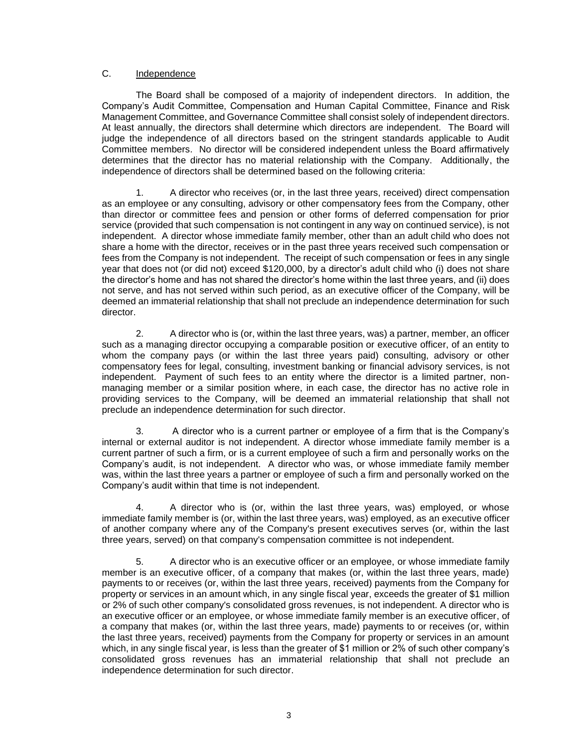## C. Independence

The Board shall be composed of a majority of independent directors. In addition, the Company's Audit Committee, Compensation and Human Capital Committee, Finance and Risk Management Committee, and Governance Committee shall consist solely of independent directors. At least annually, the directors shall determine which directors are independent. The Board will judge the independence of all directors based on the stringent standards applicable to Audit Committee members. No director will be considered independent unless the Board affirmatively determines that the director has no material relationship with the Company. Additionally, the independence of directors shall be determined based on the following criteria:

1. A director who receives (or, in the last three years, received) direct compensation as an employee or any consulting, advisory or other compensatory fees from the Company, other than director or committee fees and pension or other forms of deferred compensation for prior service (provided that such compensation is not contingent in any way on continued service), is not independent. A director whose immediate family member, other than an adult child who does not share a home with the director, receives or in the past three years received such compensation or fees from the Company is not independent. The receipt of such compensation or fees in any single year that does not (or did not) exceed $120,000, by a director's adult child who (i) does not share the director's home and has not shared the director's home within the last three years, and (ii) does not serve, and has not served within such period, as an executive officer of the Company, will be deemed an immaterial relationship that shall not preclude an independence determination for such director.

2. A director who is (or, within the last three years, was) a partner, member, an officer such as a managing director occupying a comparable position or executive officer, of an entity to whom the company pays (or within the last three years paid) consulting, advisory or other compensatory fees for legal, consulting, investment banking or financial advisory services, is not independent. Payment of such fees to an entity where the director is a limited partner, non-managing member or a similar position where, in each case, the director has no active role in providing services to the Company, will be deemed an immaterial relationship that shall not preclude an independence determination for such director.

3. A director who is a current partner or employee of a firm that is the Company's internal or external auditor is not independent. A director whose immediate family member is a current partner of such a firm, or is a current employee of such a firm and personally works on the Company's audit, is not independent. A director who was, or whose immediate family member was, within the last three years a partner or employee of such a firm and personally worked on the Company's audit within that time is not independent.

4. A director who is (or, within the last three years, was) employed, or whose immediate family member is (or, within the last three years, was) employed, as an executive officer of another company where any of the Company's present executives serves (or, within the last three years, served) on that company's compensation committee is not independent.

5. A director who is an executive officer or an employee, or whose immediate family member is an executive officer, of a company that makes (or, within the last three years, made) payments to or receives (or, within the last three years, received) payments from the Company for property or services in an amount which, in any single fiscal year, exceeds the greater of $1 million or 2% of such other company's consolidated gross revenues, is not independent. A director who is an executive officer or an employee, or whose immediate family member is an executive officer, of a company that makes (or, within the last three years, made) payments to or receives (or, within the last three years, received) payments from the Company for property or services in an amount which, in any single fiscal year, is less than the greater of $1 million or 2% of such other company's consolidated gross revenues has an immaterial relationship that shall not preclude an independence determination for such director.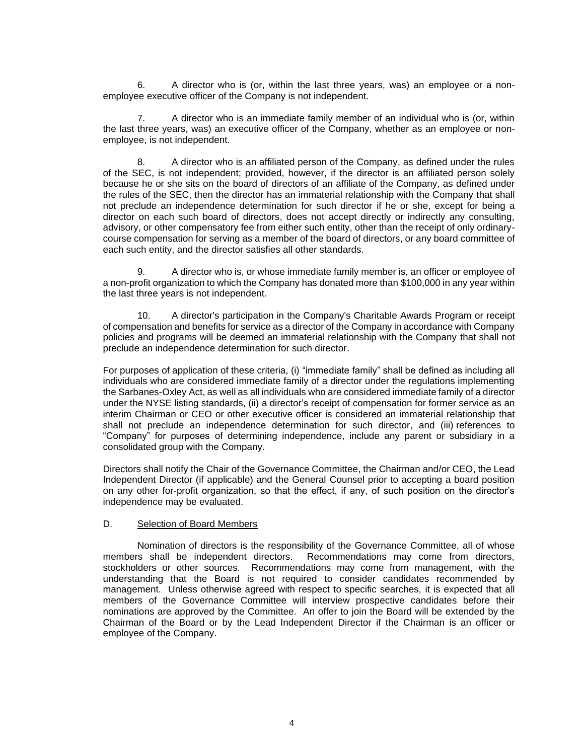6. A director who is (or, within the last three years, was) an employee or a non-employee executive officer of the Company is not independent.

7. A director who is an immediate family member of an individual who is (or, within the last three years, was) an executive officer of the Company, whether as an employee or non-employee, is not independent.

8. A director who is an affiliated person of the Company, as defined under the rules of the SEC, is not independent; provided, however, if the director is an affiliated person solely because he or she sits on the board of directors of an affiliate of the Company, as defined under the rules of the SEC, then the director has an immaterial relationship with the Company that shall not preclude an independence determination for such director if he or she, except for being a director on each such board of directors, does not accept directly or indirectly any consulting, advisory, or other compensatory fee from either such entity, other than the receipt of only ordinary-course compensation for serving as a member of the board of directors, or any board committee of each such entity, and the director satisfies all other standards.

9. A director who is, or whose immediate family member is, an officer or employee of a non-profit organization to which the Company has donated more than $100,000 in any year within the last three years is not independent.

10. A director's participation in the Company's Charitable Awards Program or receipt of compensation and benefits for service as a director of the Company in accordance with Company policies and programs will be deemed an immaterial relationship with the Company that shall not preclude an independence determination for such director.

For purposes of application of these criteria, (i) "immediate family" shall be defined as including all individuals who are considered immediate family of a director under the regulations implementing the Sarbanes-Oxley Act, as well as all individuals who are considered immediate family of a director under the NYSE listing standards, (ii) a director's receipt of compensation for former service as an interim Chairman or CEO or other executive officer is considered an immaterial relationship that shall not preclude an independence determination for such director, and (iii) references to "Company" for purposes of determining independence, include any parent or subsidiary in a consolidated group with the Company.

Directors shall notify the Chair of the Governance Committee, the Chairman and/or CEO, the Lead Independent Director (if applicable) and the General Counsel prior to accepting a board position on any other for-profit organization, so that the effect, if any, of such position on the director's independence may be evaluated.

## D. Selection of Board Members

Nomination of directors is the responsibility of the Governance Committee, all of whose members shall be independent directors. Recommendations may come from directors, stockholders or other sources. Recommendations may come from management, with the understanding that the Board is not required to consider candidates recommended by management. Unless otherwise agreed with respect to specific searches, it is expected that all members of the Governance Committee will interview prospective candidates before their nominations are approved by the Committee. An offer to join the Board will be extended by the Chairman of the Board or by the Lead Independent Director if the Chairman is an officer or employee of the Company.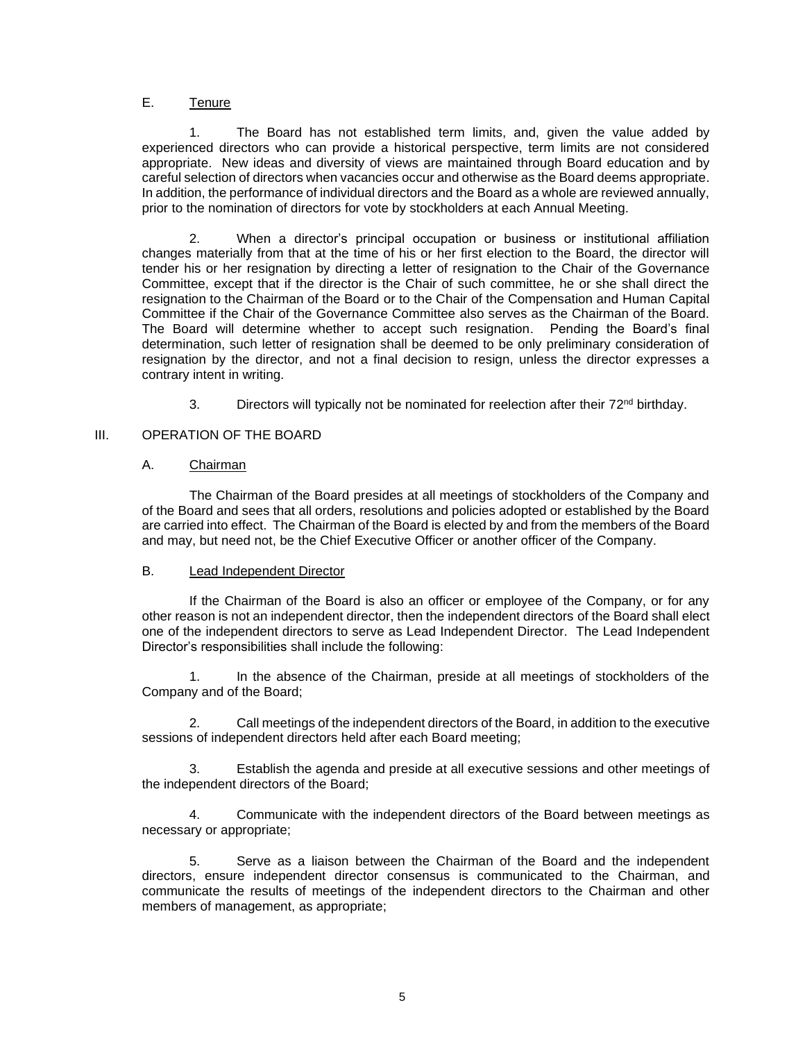### E. Tenure

1. The Board has not established term limits, and, given the value added by experienced directors who can provide a historical perspective, term limits are not considered appropriate. New ideas and diversity of views are maintained through Board education and by careful selection of directors when vacancies occur and otherwise as the Board deems appropriate. In addition, the performance of individual directors and the Board as a whole are reviewed annually, prior to the nomination of directors for vote by stockholders at each Annual Meeting.

2. When a director's principal occupation or business or institutional affiliation changes materially from that at the time of his or her first election to the Board, the director will tender his or her resignation by directing a letter of resignation to the Chair of the Governance Committee, except that if the director is the Chair of such committee, he or she shall direct the resignation to the Chairman of the Board or to the Chair of the Compensation and Human Capital Committee if the Chair of the Governance Committee also serves as the Chairman of the Board. The Board will determine whether to accept such resignation. Pending the Board's final determination, such letter of resignation shall be deemed to be only preliminary consideration of resignation by the director, and not a final decision to resign, unless the director expresses a contrary intent in writing.

3. Directors will typically not be nominated for reelection after their 72nd birthday.

## III. OPERATION OF THE BOARD

### A. Chairman

The Chairman of the Board presides at all meetings of stockholders of the Company and of the Board and sees that all orders, resolutions and policies adopted or established by the Board are carried into effect. The Chairman of the Board is elected by and from the members of the Board and may, but need not, be the Chief Executive Officer or another officer of the Company.

### B. Lead Independent Director

If the Chairman of the Board is also an officer or employee of the Company, or for any other reason is not an independent director, then the independent directors of the Board shall elect one of the independent directors to serve as Lead Independent Director. The Lead Independent Director's responsibilities shall include the following:

1. In the absence of the Chairman, preside at all meetings of stockholders of the Company and of the Board;

2. Call meetings of the independent directors of the Board, in addition to the executive sessions of independent directors held after each Board meeting;

3. Establish the agenda and preside at all executive sessions and other meetings of the independent directors of the Board;

4. Communicate with the independent directors of the Board between meetings as necessary or appropriate;

5. Serve as a liaison between the Chairman of the Board and the independent directors, ensure independent director consensus is communicated to the Chairman, and communicate the results of meetings of the independent directors to the Chairman and other members of management, as appropriate;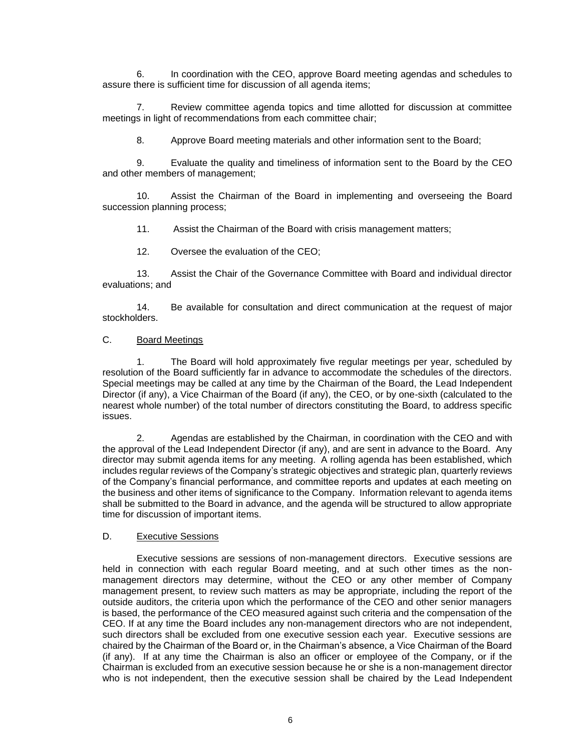6. In coordination with the CEO, approve Board meeting agendas and schedules to assure there is sufficient time for discussion of all agenda items;

7. Review committee agenda topics and time allotted for discussion at committee meetings in light of recommendations from each committee chair;

8. Approve Board meeting materials and other information sent to the Board;

9. Evaluate the quality and timeliness of information sent to the Board by the CEO and other members of management;

10. Assist the Chairman of the Board in implementing and overseeing the Board succession planning process;

11. Assist the Chairman of the Board with crisis management matters;

12. Oversee the evaluation of the CEO;

13. Assist the Chair of the Governance Committee with Board and individual director evaluations; and

14. Be available for consultation and direct communication at the request of major stockholders.

C. <u>Board Meetings</u>

1. The Board will hold approximately five regular meetings per year, scheduled by resolution of the Board sufficiently far in advance to accommodate the schedules of the directors. Special meetings may be called at any time by the Chairman of the Board, the Lead Independent Director (if any), a Vice Chairman of the Board (if any), the CEO, or by one-sixth (calculated to the nearest whole number) of the total number of directors constituting the Board, to address specific issues.

2. Agendas are established by the Chairman, in coordination with the CEO and with the approval of the Lead Independent Director (if any), and are sent in advance to the Board. Any director may submit agenda items for any meeting. A rolling agenda has been established, which includes regular reviews of the Company's strategic objectives and strategic plan, quarterly reviews of the Company's financial performance, and committee reports and updates at each meeting on the business and other items of significance to the Company. Information relevant to agenda items shall be submitted to the Board in advance, and the agenda will be structured to allow appropriate time for discussion of important items.

D. <u>Executive Sessions</u>

Executive sessions are sessions of non-management directors. Executive sessions are held in connection with each regular Board meeting, and at such other times as the non-management directors may determine, without the CEO or any other member of Company management present, to review such matters as may be appropriate, including the report of the outside auditors, the criteria upon which the performance of the CEO and other senior managers is based, the performance of the CEO measured against such criteria and the compensation of the CEO. If at any time the Board includes any non-management directors who are not independent, such directors shall be excluded from one executive session each year. Executive sessions are chaired by the Chairman of the Board or, in the Chairman's absence, a Vice Chairman of the Board (if any). If at any time the Chairman is also an officer or employee of the Company, or if the Chairman is excluded from an executive session because he or she is a non-management director who is not independent, then the executive session shall be chaired by the Lead Independent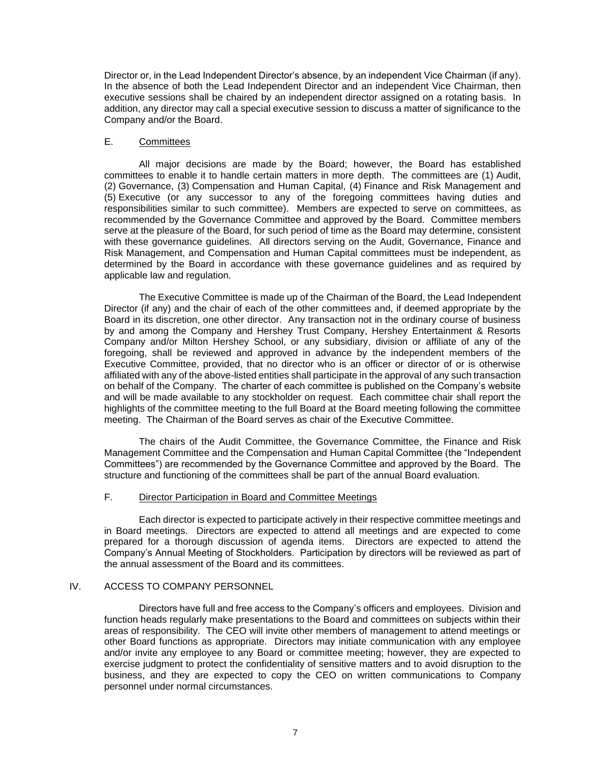Director or, in the Lead Independent Director's absence, by an independent Vice Chairman (if any). In the absence of both the Lead Independent Director and an independent Vice Chairman, then executive sessions shall be chaired by an independent director assigned on a rotating basis. In addition, any director may call a special executive session to discuss a matter of significance to the Company and/or the Board.

### E. Committees

All major decisions are made by the Board; however, the Board has established committees to enable it to handle certain matters in more depth. The committees are (1) Audit, (2) Governance, (3) Compensation and Human Capital, (4) Finance and Risk Management and (5) Executive (or any successor to any of the foregoing committees having duties and responsibilities similar to such committee). Members are expected to serve on committees, as recommended by the Governance Committee and approved by the Board. Committee members serve at the pleasure of the Board, for such period of time as the Board may determine, consistent with these governance guidelines. All directors serving on the Audit, Governance, Finance and Risk Management, and Compensation and Human Capital committees must be independent, as determined by the Board in accordance with these governance guidelines and as required by applicable law and regulation.

The Executive Committee is made up of the Chairman of the Board, the Lead Independent Director (if any) and the chair of each of the other committees and, if deemed appropriate by the Board in its discretion, one other director. Any transaction not in the ordinary course of business by and among the Company and Hershey Trust Company, Hershey Entertainment & Resorts Company and/or Milton Hershey School, or any subsidiary, division or affiliate of any of the foregoing, shall be reviewed and approved in advance by the independent members of the Executive Committee, provided, that no director who is an officer or director of or is otherwise affiliated with any of the above-listed entities shall participate in the approval of any such transaction on behalf of the Company. The charter of each committee is published on the Company's website and will be made available to any stockholder on request. Each committee chair shall report the highlights of the committee meeting to the full Board at the Board meeting following the committee meeting. The Chairman of the Board serves as chair of the Executive Committee.

The chairs of the Audit Committee, the Governance Committee, the Finance and Risk Management Committee and the Compensation and Human Capital Committee (the "Independent Committees") are recommended by the Governance Committee and approved by the Board. The structure and functioning of the committees shall be part of the annual Board evaluation.

### F. Director Participation in Board and Committee Meetings

Each director is expected to participate actively in their respective committee meetings and in Board meetings. Directors are expected to attend all meetings and are expected to come prepared for a thorough discussion of agenda items. Directors are expected to attend the Company's Annual Meeting of Stockholders. Participation by directors will be reviewed as part of the annual assessment of the Board and its committees.

## IV. ACCESS TO COMPANY PERSONNEL

Directors have full and free access to the Company's officers and employees. Division and function heads regularly make presentations to the Board and committees on subjects within their areas of responsibility. The CEO will invite other members of management to attend meetings or other Board functions as appropriate. Directors may initiate communication with any employee and/or invite any employee to any Board or committee meeting; however, they are expected to exercise judgment to protect the confidentiality of sensitive matters and to avoid disruption to the business, and they are expected to copy the CEO on written communications to Company personnel under normal circumstances.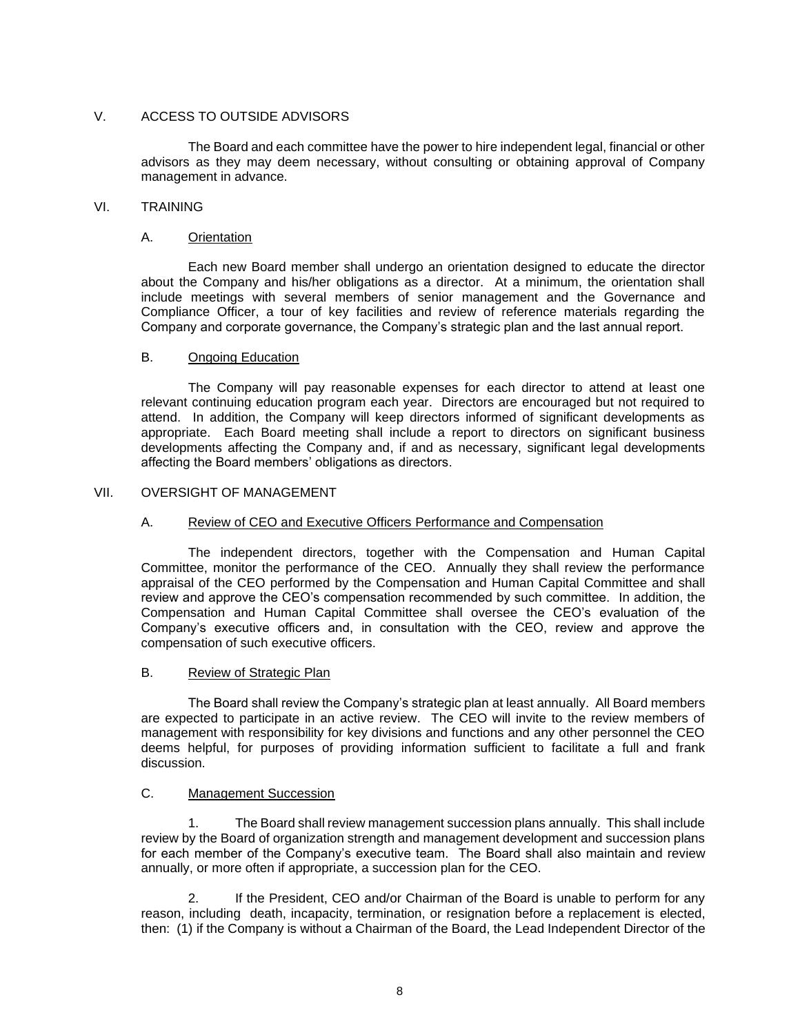## V. ACCESS TO OUTSIDE ADVISORS

The Board and each committee have the power to hire independent legal, financial or other advisors as they may deem necessary, without consulting or obtaining approval of Company management in advance.

## VI. TRAINING

### A. Orientation

Each new Board member shall undergo an orientation designed to educate the director about the Company and his/her obligations as a director. At a minimum, the orientation shall include meetings with several members of senior management and the Governance and Compliance Officer, a tour of key facilities and review of reference materials regarding the Company and corporate governance, the Company's strategic plan and the last annual report.

### B. Ongoing Education

The Company will pay reasonable expenses for each director to attend at least one relevant continuing education program each year. Directors are encouraged but not required to attend. In addition, the Company will keep directors informed of significant developments as appropriate. Each Board meeting shall include a report to directors on significant business developments affecting the Company and, if and as necessary, significant legal developments affecting the Board members' obligations as directors.

## VII. OVERSIGHT OF MANAGEMENT

### A. Review of CEO and Executive Officers Performance and Compensation

The independent directors, together with the Compensation and Human Capital Committee, monitor the performance of the CEO. Annually they shall review the performance appraisal of the CEO performed by the Compensation and Human Capital Committee and shall review and approve the CEO's compensation recommended by such committee. In addition, the Compensation and Human Capital Committee shall oversee the CEO's evaluation of the Company's executive officers and, in consultation with the CEO, review and approve the compensation of such executive officers.

### B. Review of Strategic Plan

The Board shall review the Company's strategic plan at least annually. All Board members are expected to participate in an active review. The CEO will invite to the review members of management with responsibility for key divisions and functions and any other personnel the CEO deems helpful, for purposes of providing information sufficient to facilitate a full and frank discussion.

### C. Management Succession

1. The Board shall review management succession plans annually. This shall include review by the Board of organization strength and management development and succession plans for each member of the Company's executive team. The Board shall also maintain and review annually, or more often if appropriate, a succession plan for the CEO.

2. If the President, CEO and/or Chairman of the Board is unable to perform for any reason, including death, incapacity, termination, or resignation before a replacement is elected, then: (1) if the Company is without a Chairman of the Board, the Lead Independent Director of the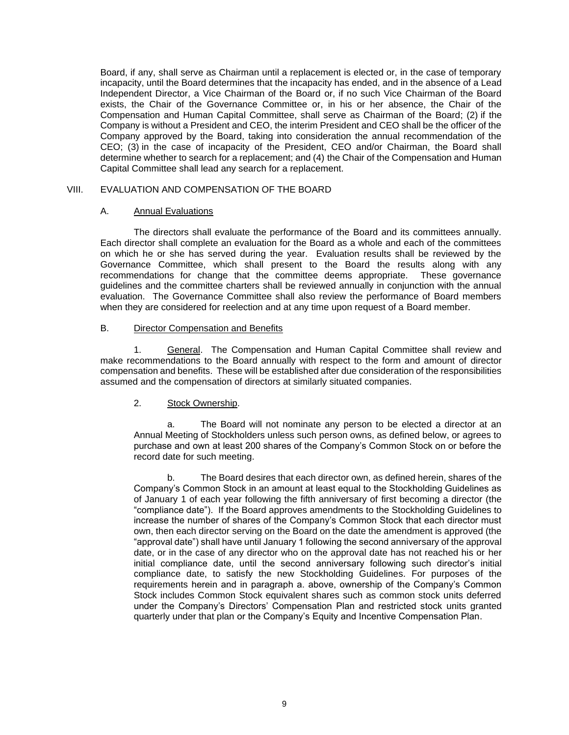Board, if any, shall serve as Chairman until a replacement is elected or, in the case of temporary incapacity, until the Board determines that the incapacity has ended, and in the absence of a Lead Independent Director, a Vice Chairman of the Board or, if no such Vice Chairman of the Board exists, the Chair of the Governance Committee or, in his or her absence, the Chair of the Compensation and Human Capital Committee, shall serve as Chairman of the Board; (2) if the Company is without a President and CEO, the interim President and CEO shall be the officer of the Company approved by the Board, taking into consideration the annual recommendation of the CEO; (3) in the case of incapacity of the President, CEO and/or Chairman, the Board shall determine whether to search for a replacement; and (4) the Chair of the Compensation and Human Capital Committee shall lead any search for a replacement.

## VIII. EVALUATION AND COMPENSATION OF THE BOARD

### A. Annual Evaluations

The directors shall evaluate the performance of the Board and its committees annually. Each director shall complete an evaluation for the Board as a whole and each of the committees on which he or she has served during the year. Evaluation results shall be reviewed by the Governance Committee, which shall present to the Board the results along with any recommendations for change that the committee deems appropriate. These governance guidelines and the committee charters shall be reviewed annually in conjunction with the annual evaluation. The Governance Committee shall also review the performance of Board members when they are considered for reelection and at any time upon request of a Board member.

### B. Director Compensation and Benefits

1. General. The Compensation and Human Capital Committee shall review and make recommendations to the Board annually with respect to the form and amount of director compensation and benefits. These will be established after due consideration of the responsibilities assumed and the compensation of directors at similarly situated companies.

2. Stock Ownership.

a. The Board will not nominate any person to be elected a director at an Annual Meeting of Stockholders unless such person owns, as defined below, or agrees to purchase and own at least 200 shares of the Company's Common Stock on or before the record date for such meeting.

b. The Board desires that each director own, as defined herein, shares of the Company's Common Stock in an amount at least equal to the Stockholding Guidelines as of January 1 of each year following the fifth anniversary of first becoming a director (the "compliance date"). If the Board approves amendments to the Stockholding Guidelines to increase the number of shares of the Company's Common Stock that each director must own, then each director serving on the Board on the date the amendment is approved (the "approval date") shall have until January 1 following the second anniversary of the approval date, or in the case of any director who on the approval date has not reached his or her initial compliance date, until the second anniversary following such director's initial compliance date, to satisfy the new Stockholding Guidelines. For purposes of the requirements herein and in paragraph a. above, ownership of the Company's Common Stock includes Common Stock equivalent shares such as common stock units deferred under the Company's Directors' Compensation Plan and restricted stock units granted quarterly under that plan or the Company's Equity and Incentive Compensation Plan.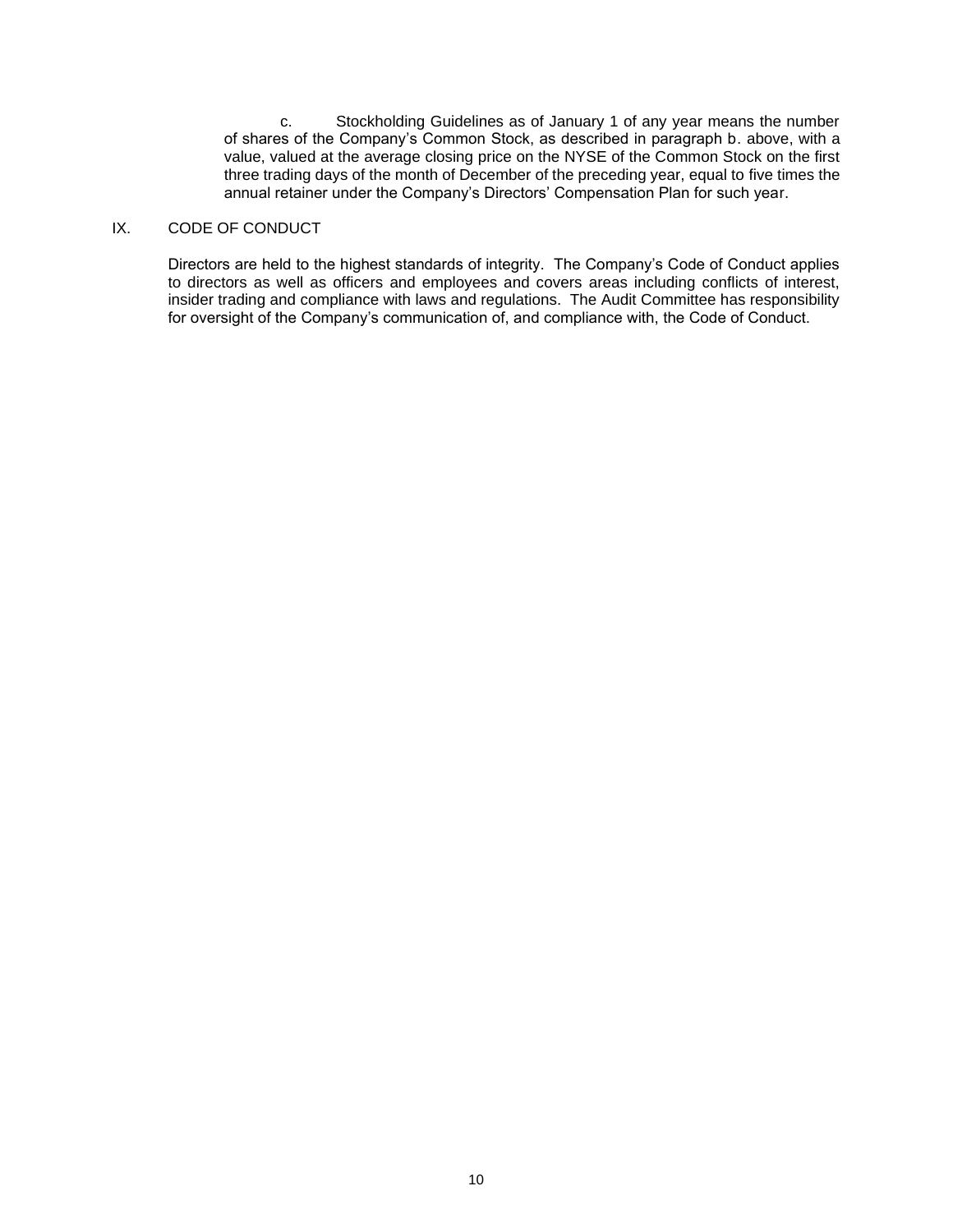c. Stockholding Guidelines as of January 1 of any year means the number of shares of the Company's Common Stock, as described in paragraph b. above, with a value, valued at the average closing price on the NYSE of the Common Stock on the first three trading days of the month of December of the preceding year, equal to five times the annual retainer under the Company's Directors' Compensation Plan for such year.

## IX. CODE OF CONDUCT

Directors are held to the highest standards of integrity. The Company's Code of Conduct applies to directors as well as officers and employees and covers areas including conflicts of interest, insider trading and compliance with laws and regulations. The Audit Committee has responsibility for oversight of the Company's communication of, and compliance with, the Code of Conduct.